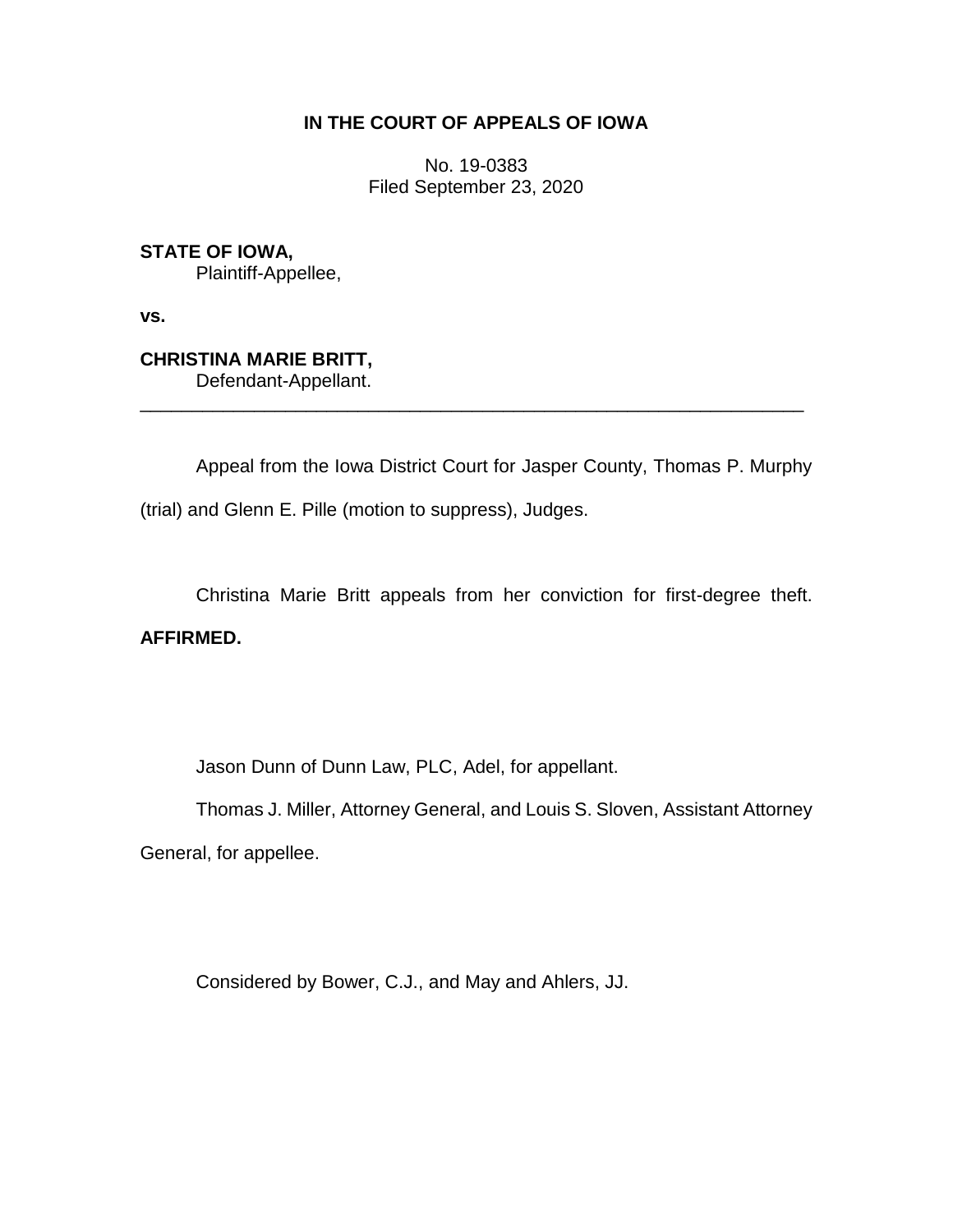**IN THE COURT OF APPEALS OF IOWA**

No. 19-0383
Filed September 23, 2020

**STATE OF IOWA,**
Plaintiff-Appellee,

**vs.**

**CHRISTINA MARIE BRITT,**
Defendant-Appellant.

---

Appeal from the Iowa District Court for Jasper County, Thomas P. Murphy (trial) and Glenn E. Pille (motion to suppress), Judges.

Christina Marie Britt appeals from her conviction for first-degree theft. **AFFIRMED.**

Jason Dunn of Dunn Law, PLC, Adel, for appellant.

Thomas J. Miller, Attorney General, and Louis S. Sloven, Assistant Attorney General, for appellee.

Considered by Bower, C.J., and May and Ahlers, JJ.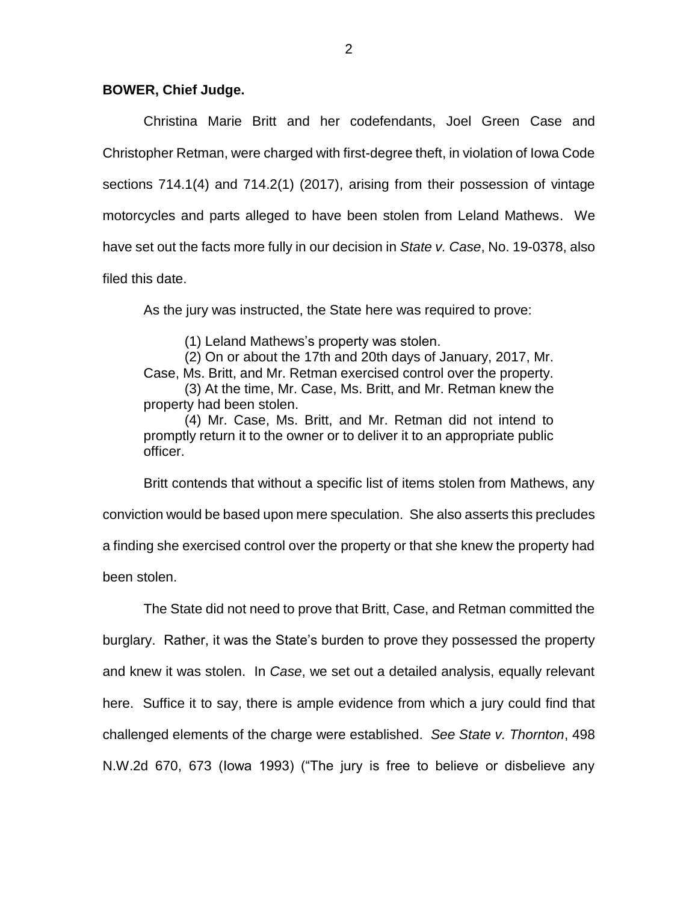**BOWER, Chief Judge.**

Christina Marie Britt and her codefendants, Joel Green Case and Christopher Retman, were charged with first-degree theft, in violation of Iowa Code sections 714.1(4) and 714.2(1) (2017), arising from their possession of vintage motorcycles and parts alleged to have been stolen from Leland Mathews. We have set out the facts more fully in our decision in *State v. Case*, No. 19-0378, also filed this date.

As the jury was instructed, the State here was required to prove:

> (1) Leland Mathews's property was stolen.
>
> (2) On or about the 17th and 20th days of January, 2017, Mr. Case, Ms. Britt, and Mr. Retman exercised control over the property.
>
> (3) At the time, Mr. Case, Ms. Britt, and Mr. Retman knew the property had been stolen.
>
> (4) Mr. Case, Ms. Britt, and Mr. Retman did not intend to promptly return it to the owner or to deliver it to an appropriate public officer.

Britt contends that without a specific list of items stolen from Mathews, any conviction would be based upon mere speculation. She also asserts this precludes a finding she exercised control over the property or that she knew the property had been stolen.

The State did not need to prove that Britt, Case, and Retman committed the burglary. Rather, it was the State's burden to prove they possessed the property and knew it was stolen. In *Case*, we set out a detailed analysis, equally relevant here. Suffice it to say, there is ample evidence from which a jury could find that challenged elements of the charge were established. *See State v. Thornton*, 498 N.W.2d 670, 673 (Iowa 1993) ("The jury is free to believe or disbelieve any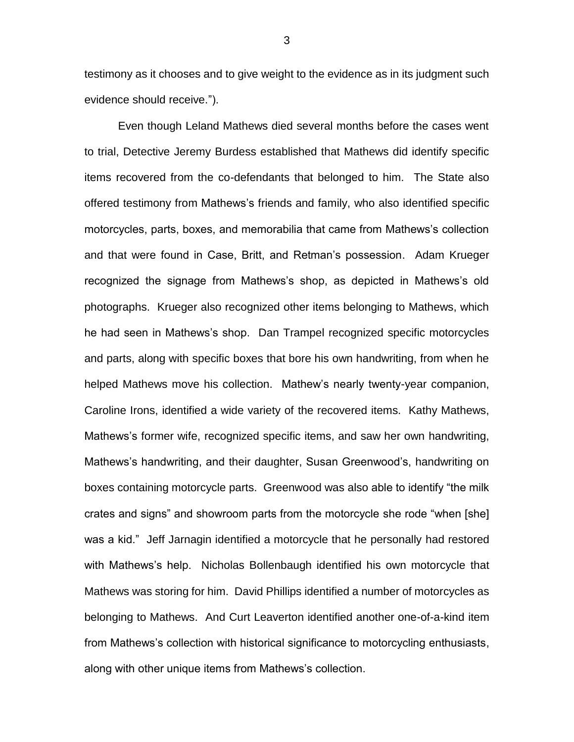testimony as it chooses and to give weight to the evidence as in its judgment such evidence should receive.").

Even though Leland Mathews died several months before the cases went to trial, Detective Jeremy Burdess established that Mathews did identify specific items recovered from the co-defendants that belonged to him. The State also offered testimony from Mathews's friends and family, who also identified specific motorcycles, parts, boxes, and memorabilia that came from Mathews's collection and that were found in Case, Britt, and Retman's possession. Adam Krueger recognized the signage from Mathews's shop, as depicted in Mathews's old photographs. Krueger also recognized other items belonging to Mathews, which he had seen in Mathews's shop. Dan Trampel recognized specific motorcycles and parts, along with specific boxes that bore his own handwriting, from when he helped Mathews move his collection. Mathew's nearly twenty-year companion, Caroline Irons, identified a wide variety of the recovered items. Kathy Mathews, Mathews's former wife, recognized specific items, and saw her own handwriting, Mathews's handwriting, and their daughter, Susan Greenwood's, handwriting on boxes containing motorcycle parts. Greenwood was also able to identify "the milk crates and signs" and showroom parts from the motorcycle she rode "when [she] was a kid." Jeff Jarnagin identified a motorcycle that he personally had restored with Mathews's help. Nicholas Bollenbaugh identified his own motorcycle that Mathews was storing for him. David Phillips identified a number of motorcycles as belonging to Mathews. And Curt Leaverton identified another one-of-a-kind item from Mathews's collection with historical significance to motorcycling enthusiasts, along with other unique items from Mathews's collection.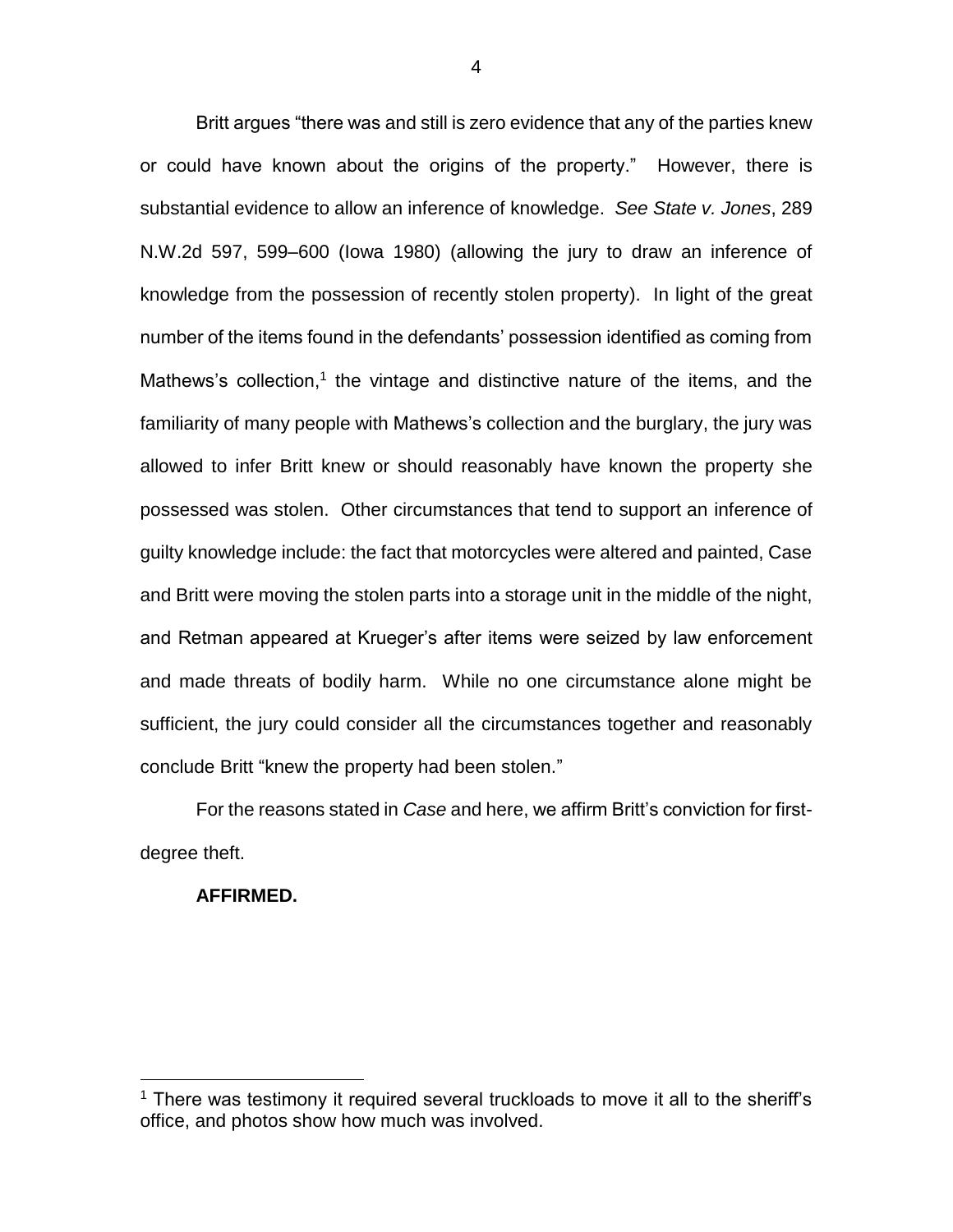Britt argues "there was and still is zero evidence that any of the parties knew or could have known about the origins of the property." However, there is substantial evidence to allow an inference of knowledge. *See State v. Jones*, 289 N.W.2d 597, 599–600 (Iowa 1980) (allowing the jury to draw an inference of knowledge from the possession of recently stolen property). In light of the great number of the items found in the defendants' possession identified as coming from Mathews's collection,[1] the vintage and distinctive nature of the items, and the familiarity of many people with Mathews's collection and the burglary, the jury was allowed to infer Britt knew or should reasonably have known the property she possessed was stolen. Other circumstances that tend to support an inference of guilty knowledge include: the fact that motorcycles were altered and painted, Case and Britt were moving the stolen parts into a storage unit in the middle of the night, and Retman appeared at Krueger's after items were seized by law enforcement and made threats of bodily harm. While no one circumstance alone might be sufficient, the jury could consider all the circumstances together and reasonably conclude Britt "knew the property had been stolen."

For the reasons stated in *Case* and here, we affirm Britt's conviction for first-degree theft.

**AFFIRMED.**

[1] There was testimony it required several truckloads to move it all to the sheriff's office, and photos show how much was involved.